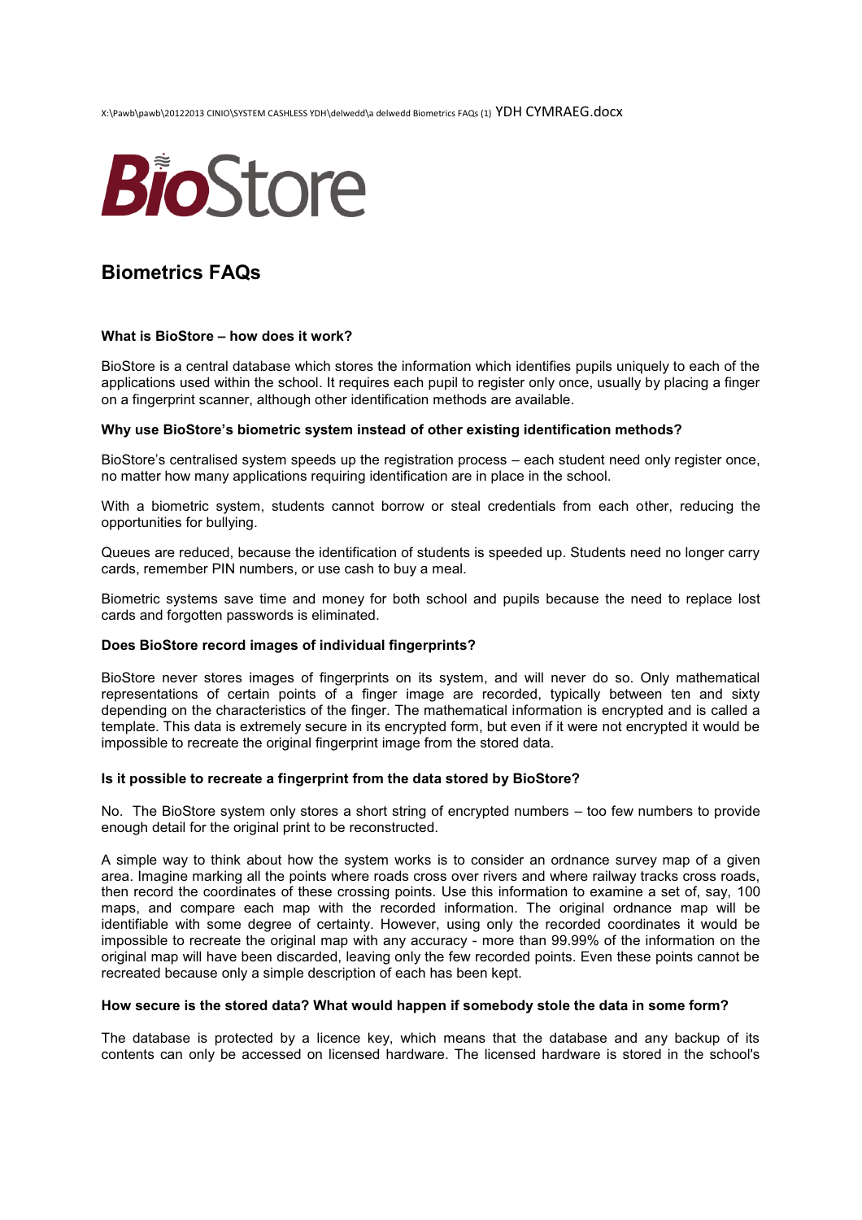X:\Pawb\pawb\20122013 CINIO\SYSTEM CASHLESS YDH\delwedd\a delwedd Biometrics FAQs (1) YDH CYMRAEG.docx

BioStore

# Biometrics FAQs

### What is BioStore – how does it work?

BioStore is a central database which stores the information which identifies pupils uniquely to each of the applications used within the school. It requires each pupil to register only once, usually by placing a finger on a fingerprint scanner, although other identification methods are available.

### Why use BioStore's biometric system instead of other existing identification methods?

BioStore's centralised system speeds up the registration process – each student need only register once, no matter how many applications requiring identification are in place in the school.

With a biometric system, students cannot borrow or steal credentials from each other, reducing the opportunities for bullying.

Queues are reduced, because the identification of students is speeded up. Students need no longer carry cards, remember PIN numbers, or use cash to buy a meal.

Biometric systems save time and money for both school and pupils because the need to replace lost cards and forgotten passwords is eliminated.

### Does BioStore record images of individual fingerprints?

BioStore never stores images of fingerprints on its system, and will never do so. Only mathematical representations of certain points of a finger image are recorded, typically between ten and sixty depending on the characteristics of the finger. The mathematical information is encrypted and is called a template. This data is extremely secure in its encrypted form, but even if it were not encrypted it would be impossible to recreate the original fingerprint image from the stored data.

### Is it possible to recreate a fingerprint from the data stored by BioStore?

No. The BioStore system only stores a short string of encrypted numbers – too few numbers to provide enough detail for the original print to be reconstructed.

A simple way to think about how the system works is to consider an ordnance survey map of a given area. Imagine marking all the points where roads cross over rivers and where railway tracks cross roads, then record the coordinates of these crossing points. Use this information to examine a set of, say, 100 maps, and compare each map with the recorded information. The original ordnance map will be identifiable with some degree of certainty. However, using only the recorded coordinates it would be impossible to recreate the original map with any accuracy - more than 99.99% of the information on the original map will have been discarded, leaving only the few recorded points. Even these points cannot be recreated because only a simple description of each has been kept.

### How secure is the stored data? What would happen if somebody stole the data in some form?

The database is protected by a licence key, which means that the database and any backup of its contents can only be accessed on licensed hardware. The licensed hardware is stored in the school's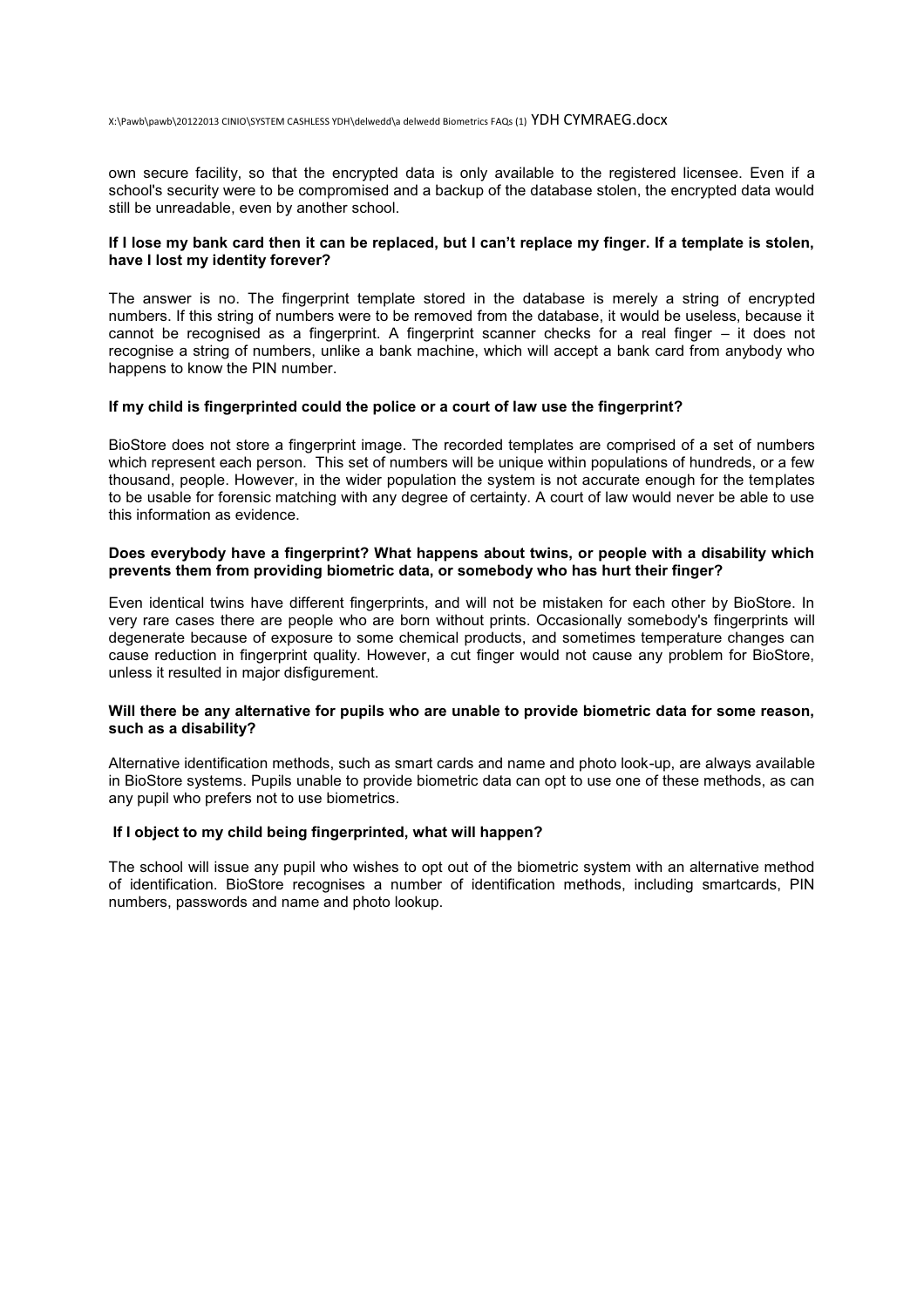own secure facility, so that the encrypted data is only available to the registered licensee. Even if a school's security were to be compromised and a backup of the database stolen, the encrypted data would still be unreadable, even by another school.

**If I lose my bank card then it can be replaced, but I can't replace my finger. If a template is stolen, have I lost my identity forever?**

The answer is no. The fingerprint template stored in the database is merely a string of encrypted numbers. If this string of numbers were to be removed from the database, it would be useless, because it cannot be recognised as a fingerprint. A fingerprint scanner checks for a real finger – it does not recognise a string of numbers, unlike a bank machine, which will accept a bank card from anybody who happens to know the PIN number.

**If my child is fingerprinted could the police or a court of law use the fingerprint?**

BioStore does not store a fingerprint image. The recorded templates are comprised of a set of numbers which represent each person. This set of numbers will be unique within populations of hundreds, or a few thousand, people. However, in the wider population the system is not accurate enough for the templates to be usable for forensic matching with any degree of certainty. A court of law would never be able to use this information as evidence.

**Does everybody have a fingerprint? What happens about twins, or people with a disability which prevents them from providing biometric data, or somebody who has hurt their finger?**

Even identical twins have different fingerprints, and will not be mistaken for each other by BioStore. In very rare cases there are people who are born without prints. Occasionally somebody's fingerprints will degenerate because of exposure to some chemical products, and sometimes temperature changes can cause reduction in fingerprint quality. However, a cut finger would not cause any problem for BioStore, unless it resulted in major disfigurement.

**Will there be any alternative for pupils who are unable to provide biometric data for some reason, such as a disability?**

Alternative identification methods, such as smart cards and name and photo look-up, are always available in BioStore systems. Pupils unable to provide biometric data can opt to use one of these methods, as can any pupil who prefers not to use biometrics.

**If I object to my child being fingerprinted, what will happen?**

The school will issue any pupil who wishes to opt out of the biometric system with an alternative method of identification. BioStore recognises a number of identification methods, including smartcards, PIN numbers, passwords and name and photo lookup.